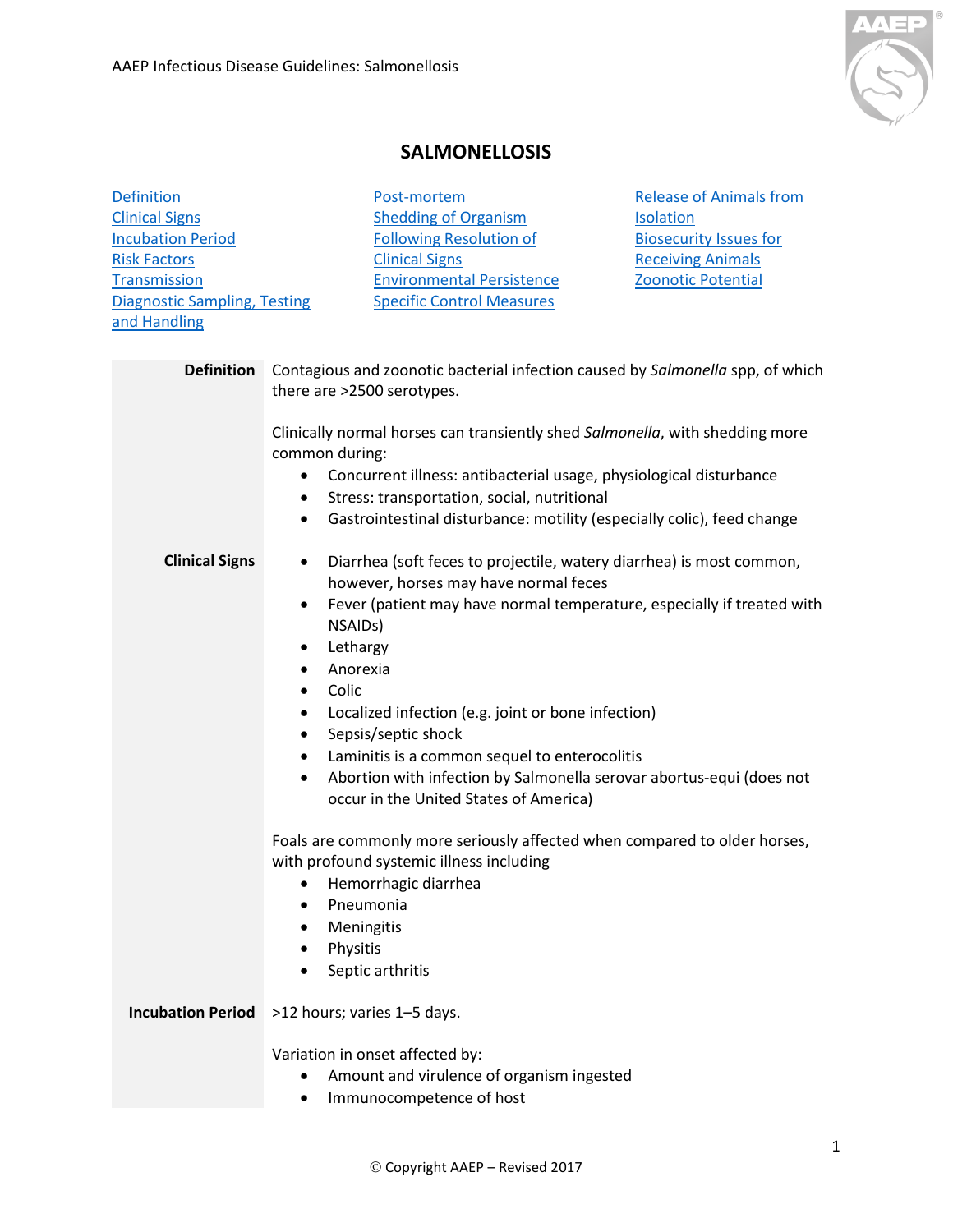# SALMONELLOSIS

[Definition](#) | [Post-mortem](#) | [Release of Animals from Isolation](#)
[Clinical Signs](#) | [Shedding of Organism Following Resolution of Clinical Signs](#) | [Biosecurity Issues for Receiving Animals](#)
[Incubation Period](#) | [Environmental Persistence](#) | [Zoonotic Potential](#)
[Risk Factors](#) | [Specific Control Measures](#)
[Transmission](#)
[Diagnostic Sampling, Testing and Handling](#)

**Definition**

Contagious and zoonotic bacterial infection caused by *Salmonella* spp, of which there are >2500 serotypes.

Clinically normal horses can transiently shed *Salmonella*, with shedding more common during:

- Concurrent illness: antibacterial usage, physiological disturbance
- Stress: transportation, social, nutritional
- Gastrointestinal disturbance: motility (especially colic), feed change

**Clinical Signs**

- Diarrhea (soft feces to projectile, watery diarrhea) is most common, however, horses may have normal feces
- Fever (patient may have normal temperature, especially if treated with NSAIDs)
- Lethargy
- Anorexia
- Colic
- Localized infection (e.g. joint or bone infection)
- Sepsis/septic shock
- Laminitis is a common sequel to enterocolitis
- Abortion with infection by Salmonella serovar abortus-equi (does not occur in the United States of America)

Foals are commonly more seriously affected when compared to older horses, with profound systemic illness including

- Hemorrhagic diarrhea
- Pneumonia
- Meningitis
- Physitis
- Septic arthritis

**Incubation Period**

>12 hours; varies 1–5 days.

Variation in onset affected by:

- Amount and virulence of organism ingested
- Immunocompetence of host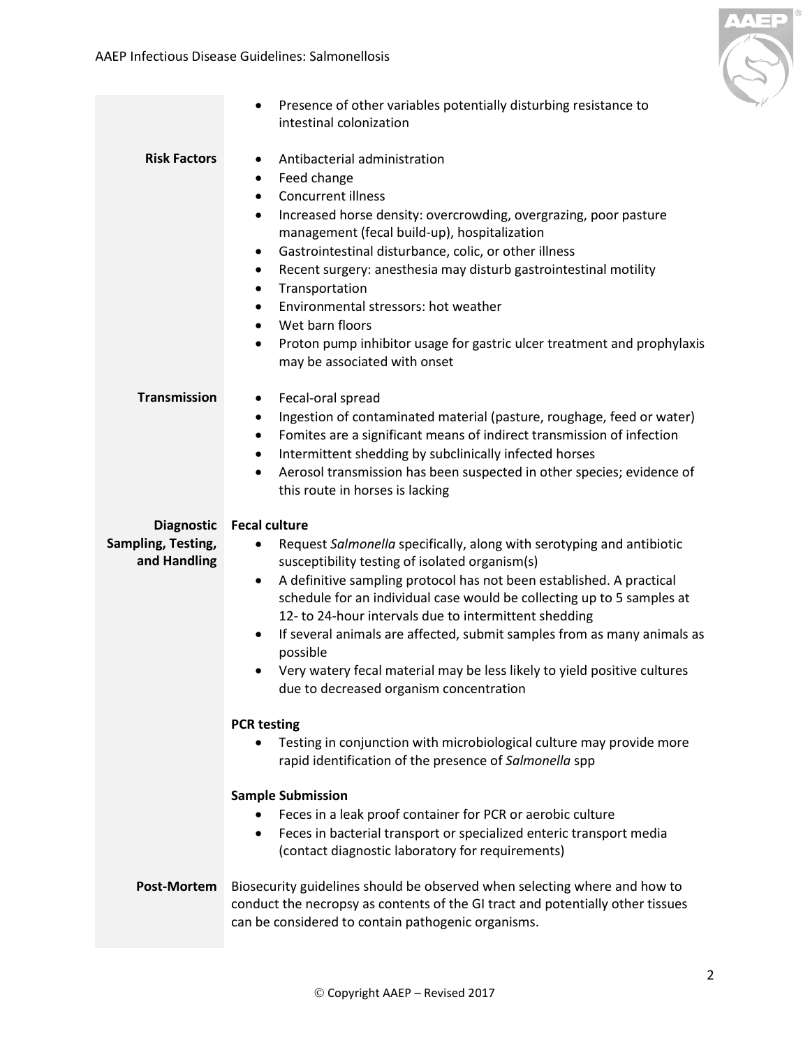- Presence of other variables potentially disturbing resistance to intestinal colonization

**Risk Factors**

- Antibacterial administration
- Feed change
- Concurrent illness
- Increased horse density: overcrowding, overgrazing, poor pasture management (fecal build-up), hospitalization
- Gastrointestinal disturbance, colic, or other illness
- Recent surgery: anesthesia may disturb gastrointestinal motility
- Transportation
- Environmental stressors: hot weather
- Wet barn floors
- Proton pump inhibitor usage for gastric ulcer treatment and prophylaxis may be associated with onset

**Transmission**

- Fecal-oral spread
- Ingestion of contaminated material (pasture, roughage, feed or water)
- Fomites are a significant means of indirect transmission of infection
- Intermittent shedding by subclinically infected horses
- Aerosol transmission has been suspected in other species; evidence of this route in horses is lacking

**Diagnostic Sampling, Testing, and Handling**

**Fecal culture**

- Request *Salmonella* specifically, along with serotyping and antibiotic susceptibility testing of isolated organism(s)
- A definitive sampling protocol has not been established. A practical schedule for an individual case would be collecting up to 5 samples at 12- to 24-hour intervals due to intermittent shedding
- If several animals are affected, submit samples from as many animals as possible
- Very watery fecal material may be less likely to yield positive cultures due to decreased organism concentration

**PCR testing**

- Testing in conjunction with microbiological culture may provide more rapid identification of the presence of *Salmonella* spp

**Sample Submission**

- Feces in a leak proof container for PCR or aerobic culture
- Feces in bacterial transport or specialized enteric transport media (contact diagnostic laboratory for requirements)

**Post-Mortem**

Biosecurity guidelines should be observed when selecting where and how to conduct the necropsy as contents of the GI tract and potentially other tissues can be considered to contain pathogenic organisms.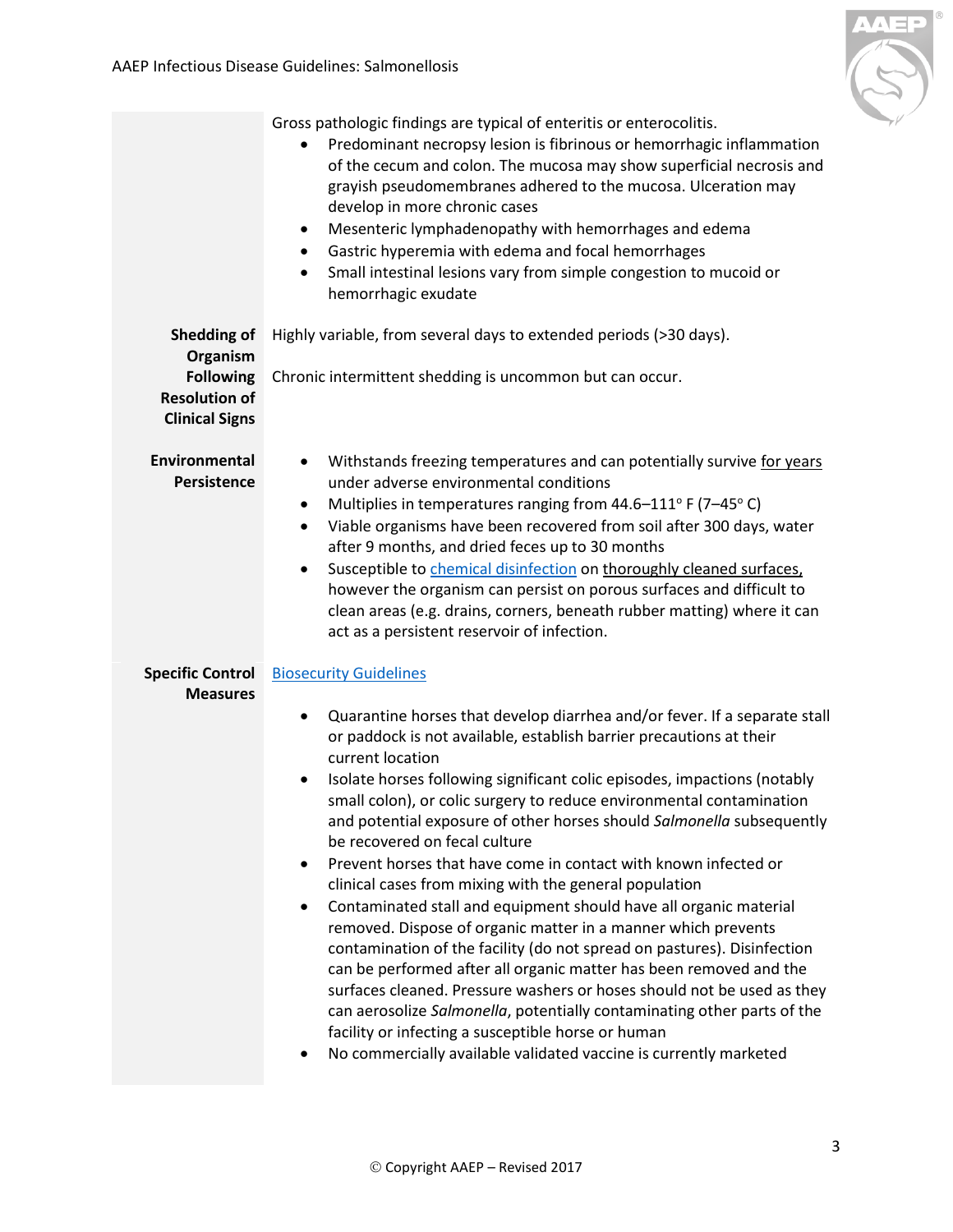Gross pathologic findings are typical of enteritis or enterocolitis.

- Predominant necropsy lesion is fibrinous or hemorrhagic inflammation of the cecum and colon. The mucosa may show superficial necrosis and grayish pseudomembranes adhered to the mucosa. Ulceration may develop in more chronic cases
- Mesenteric lymphadenopathy with hemorrhages and edema
- Gastric hyperemia with edema and focal hemorrhages
- Small intestinal lesions vary from simple congestion to mucoid or hemorrhagic exudate

**Shedding of Organism Following Resolution of Clinical Signs**

Highly variable, from several days to extended periods (>30 days).

Chronic intermittent shedding is uncommon but can occur.

**Environmental Persistence**

- Withstands freezing temperatures and can potentially survive for years under adverse environmental conditions
- Multiplies in temperatures ranging from 44.6–111° F (7–45° C)
- Viable organisms have been recovered from soil after 300 days, water after 9 months, and dried feces up to 30 months
- Susceptible to chemical disinfection on thoroughly cleaned surfaces, however the organism can persist on porous surfaces and difficult to clean areas (e.g. drains, corners, beneath rubber matting) where it can act as a persistent reservoir of infection.

**Specific Control Measures**

Biosecurity Guidelines

- Quarantine horses that develop diarrhea and/or fever. If a separate stall or paddock is not available, establish barrier precautions at their current location
- Isolate horses following significant colic episodes, impactions (notably small colon), or colic surgery to reduce environmental contamination and potential exposure of other horses should *Salmonella* subsequently be recovered on fecal culture
- Prevent horses that have come in contact with known infected or clinical cases from mixing with the general population
- Contaminated stall and equipment should have all organic material removed. Dispose of organic matter in a manner which prevents contamination of the facility (do not spread on pastures). Disinfection can be performed after all organic matter has been removed and the surfaces cleaned. Pressure washers or hoses should not be used as they can aerosolize *Salmonella*, potentially contaminating other parts of the facility or infecting a susceptible horse or human
- No commercially available validated vaccine is currently marketed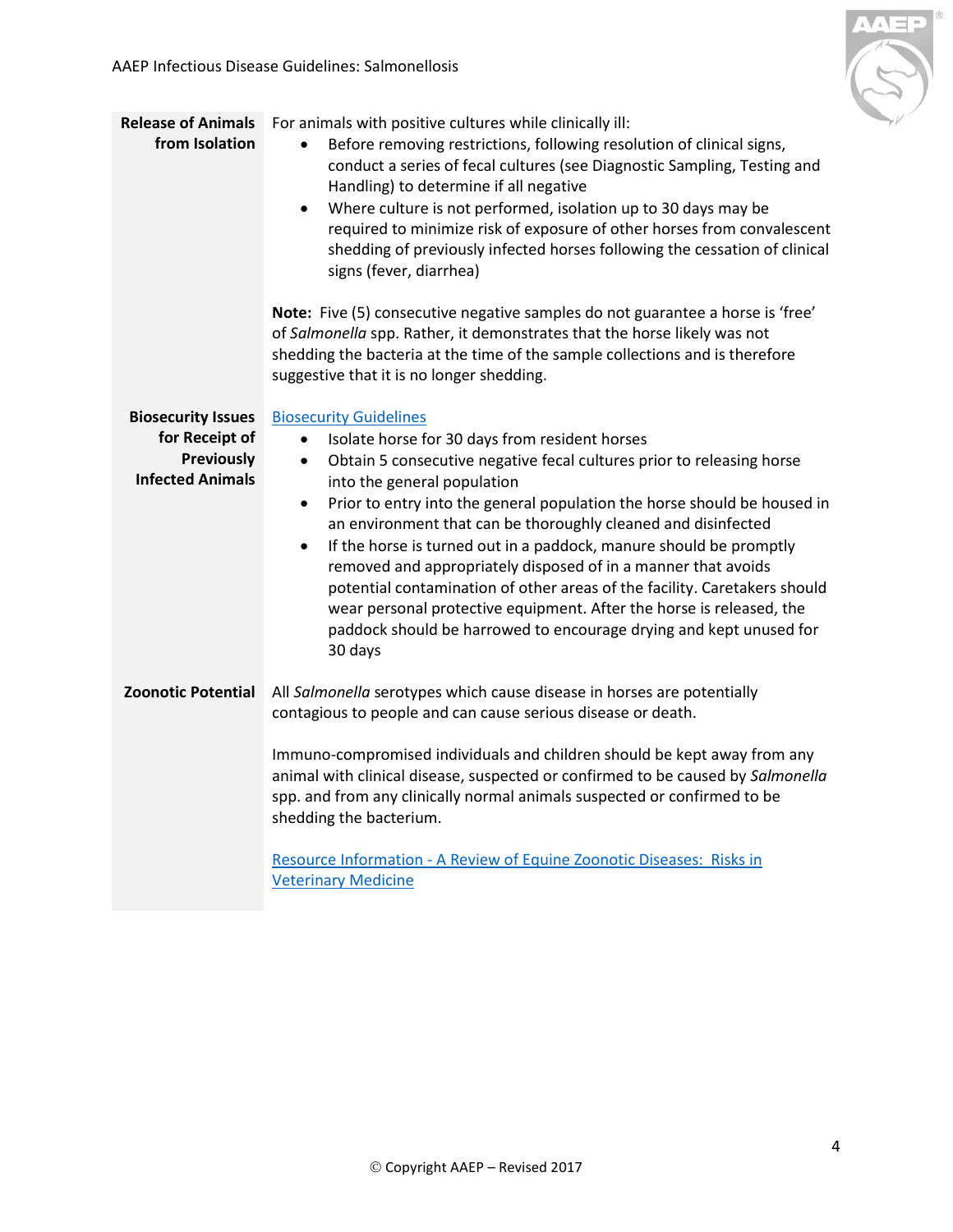| | |
|---|---|
| **Release of Animals from Isolation** | For animals with positive cultures while clinically ill:<br>• Before removing restrictions, following resolution of clinical signs, conduct a series of fecal cultures (see Diagnostic Sampling, Testing and Handling) to determine if all negative<br>• Where culture is not performed, isolation up to 30 days may be required to minimize risk of exposure of other horses from convalescent shedding of previously infected horses following the cessation of clinical signs (fever, diarrhea)<br><br>**Note:** Five (5) consecutive negative samples do not guarantee a horse is 'free' of *Salmonella* spp. Rather, it demonstrates that the horse likely was not shedding the bacteria at the time of the sample collections and is therefore suggestive that it is no longer shedding. |
| **Biosecurity Issues for Receipt of Previously Infected Animals** | Biosecurity Guidelines<br>• Isolate horse for 30 days from resident horses<br>• Obtain 5 consecutive negative fecal cultures prior to releasing horse into the general population<br>• Prior to entry into the general population the horse should be housed in an environment that can be thoroughly cleaned and disinfected<br>• If the horse is turned out in a paddock, manure should be promptly removed and appropriately disposed of in a manner that avoids potential contamination of other areas of the facility. Caretakers should wear personal protective equipment. After the horse is released, the paddock should be harrowed to encourage drying and kept unused for 30 days |
| **Zoonotic Potential** | All *Salmonella* serotypes which cause disease in horses are potentially contagious to people and can cause serious disease or death.<br><br>Immuno-compromised individuals and children should be kept away from any animal with clinical disease, suspected or confirmed to be caused by *Salmonella* spp. and from any clinically normal animals suspected or confirmed to be shedding the bacterium.<br><br>Resource Information - A Review of Equine Zoonotic Diseases: Risks in Veterinary Medicine |

© Copyright AAEP – Revised 2017